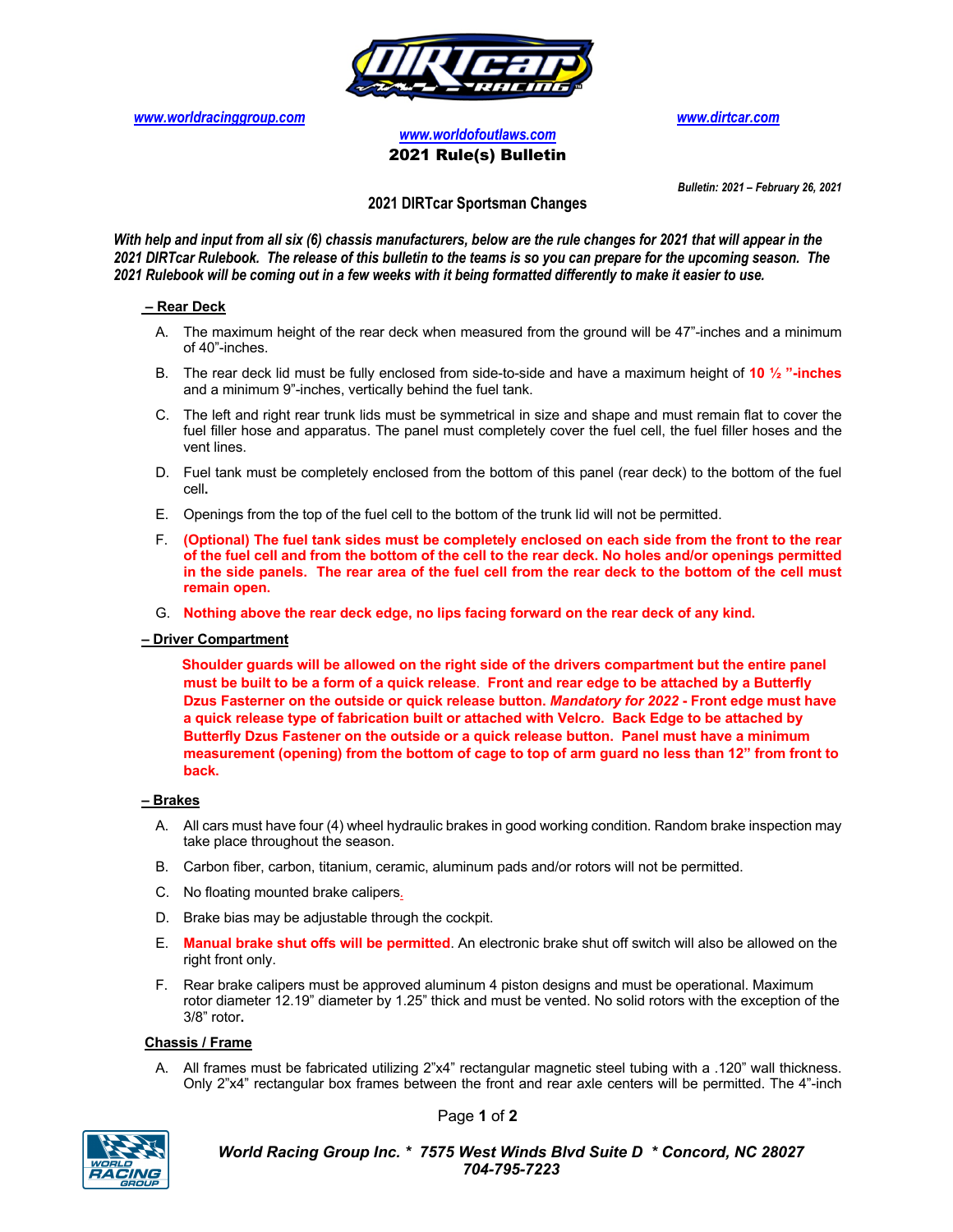www.worldracinggroup.com www.dirtcar.com

www.worldofoutlaws.com

# 2021 Rule(s) Bulletin

*Bulletin: 2021 – February 26, 2021*

## 2021 DIRTcar Sportsman Changes

***With help and input from all six (6) chassis manufacturers, below are the rule changes for 2021 that will appear in the 2021 DIRTcar Rulebook. The release of this bulletin to the teams is so you can prepare for the upcoming season. The 2021 Rulebook will be coming out in a few weeks with it being formatted differently to make it easier to use.***

### – Rear Deck

A. The maximum height of the rear deck when measured from the ground will be 47"-inches and a minimum of 40"-inches.

B. The rear deck lid must be fully enclosed from side-to-side and have a maximum height of **10 ½ "-inches** and a minimum 9"-inches, vertically behind the fuel tank.

C. The left and right rear trunk lids must be symmetrical in size and shape and must remain flat to cover the fuel filler hose and apparatus. The panel must completely cover the fuel cell, the fuel filler hoses and the vent lines.

D. Fuel tank must be completely enclosed from the bottom of this panel (rear deck) to the bottom of the fuel cell.

E. Openings from the top of the fuel cell to the bottom of the trunk lid will not be permitted.

F. **(Optional) The fuel tank sides must be completely enclosed on each side from the front to the rear of the fuel cell and from the bottom of the cell to the rear deck. No holes and/or openings permitted in the side panels. The rear area of the fuel cell from the rear deck to the bottom of the cell must remain open.**

G. **Nothing above the rear deck edge, no lips facing forward on the rear deck of any kind.**

### – Driver Compartment

**Shoulder guards will be allowed on the right side of the drivers compartment but the entire panel must be built to be a form of a quick release. Front and rear edge to be attached by a Butterfly Dzus Fasterner on the outside or quick release button. *Mandatory for 2022* - Front edge must have a quick release type of fabrication built or attached with Velcro. Back Edge to be attached by Butterfly Dzus Fastener on the outside or a quick release button. Panel must have a minimum measurement (opening) from the bottom of cage to top of arm guard no less than 12" from front to back.**

### – Brakes

A. All cars must have four (4) wheel hydraulic brakes in good working condition. Random brake inspection may take place throughout the season.

B. Carbon fiber, carbon, titanium, ceramic, aluminum pads and/or rotors will not be permitted.

C. No floating mounted brake calipers.

D. Brake bias may be adjustable through the cockpit.

E. **Manual brake shut offs will be permitted**. An electronic brake shut off switch will also be allowed on the right front only.

F. Rear brake calipers must be approved aluminum 4 piston designs and must be operational. Maximum rotor diameter 12.19" diameter by 1.25" thick and must be vented. No solid rotors with the exception of the 3/8" rotor.

### Chassis / Frame

A. All frames must be fabricated utilizing 2"x4" rectangular magnetic steel tubing with a .120" wall thickness. Only 2"x4" rectangular box frames between the front and rear axle centers will be permitted. The 4"-inch

***World Racing Group Inc. \* 7575 West Winds Blvd Suite D \* Concord, NC 28027 704-795-7223***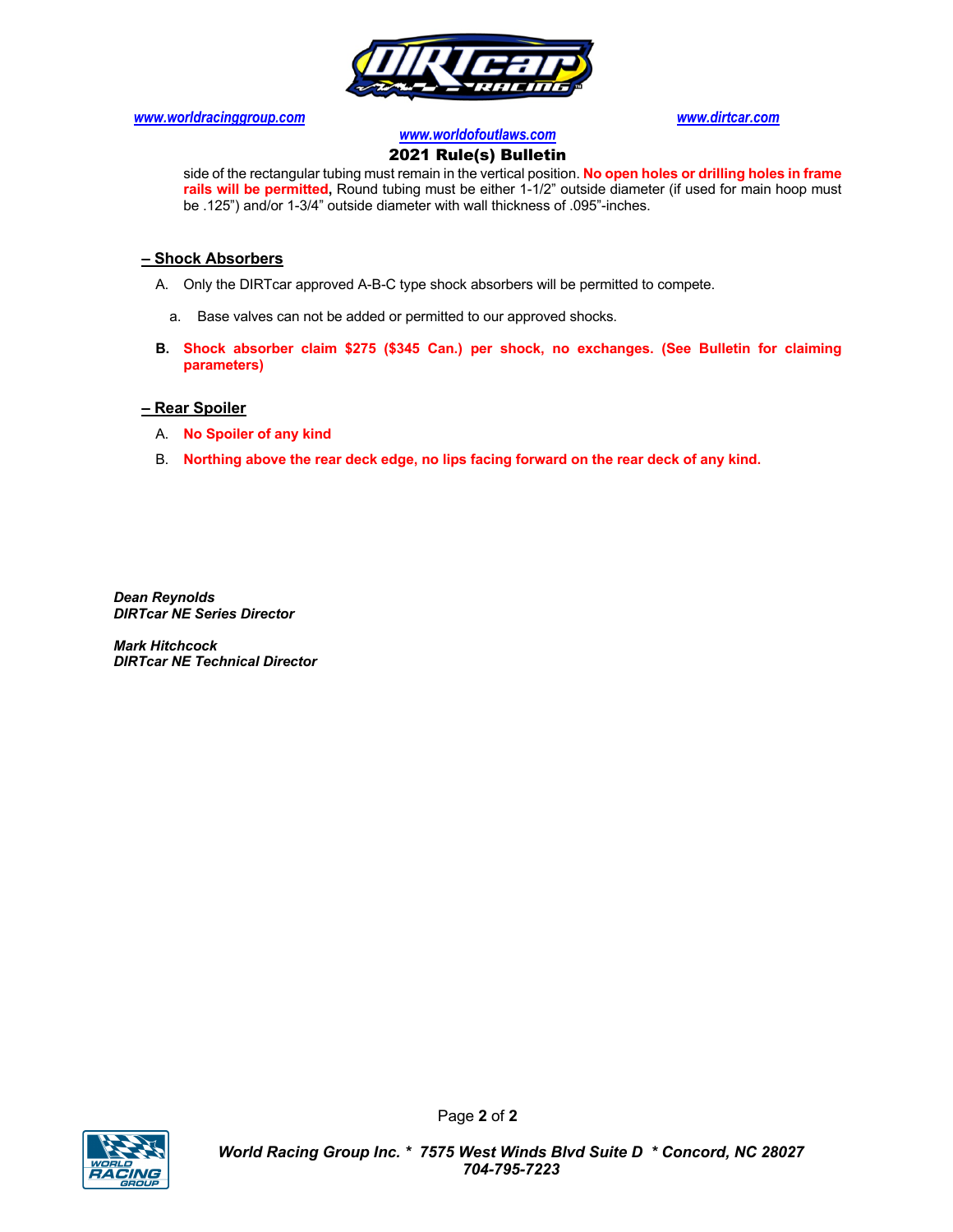side of the rectangular tubing must remain in the vertical position. **No open holes or drilling holes in frame rails will be permitted**, Round tubing must be either 1-1/2” outside diameter (if used for main hoop must be .125”) and/or 1-3/4” outside diameter with wall thickness of .095”-inches.

## – Shock Absorbers

A. Only the DIRTcar approved A-B-C type shock absorbers will be permitted to compete.

  a. Base valves can not be added or permitted to our approved shocks.

**B. Shock absorber claim $275 ($345 Can.) per shock, no exchanges. (See Bulletin for claiming parameters)**

## – Rear Spoiler

A. **No Spoiler of any kind**

B. **Northing above the rear deck edge, no lips facing forward on the rear deck of any kind.**

***Dean Reynolds***
***DIRTcar NE Series Director***

***Mark Hitchcock***
***DIRTcar NE Technical Director***